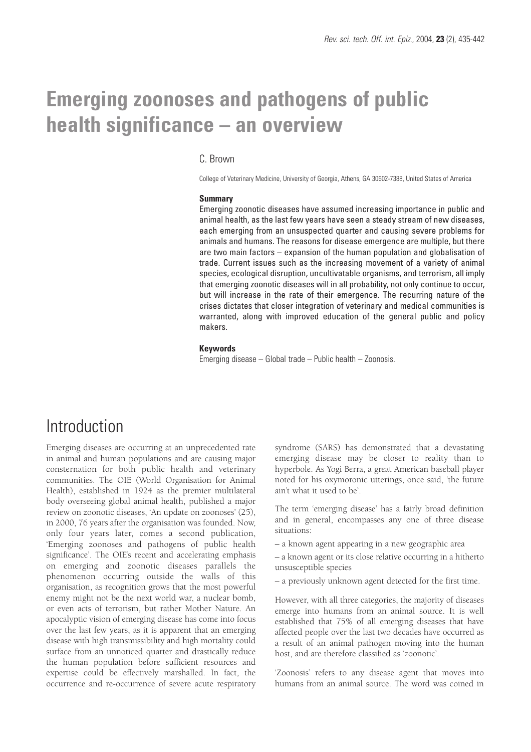# Emerging zoonoses and pathogens of public health significance – an overview

C. Brown

College of Veterinary Medicine, University of Georgia, Athens, GA 30602-7388, United States of America

### Summary

Emerging zoonotic diseases have assumed increasing importance in public and animal health, as the last few years have seen a steady stream of new diseases, each emerging from an unsuspected quarter and causing severe problems for animals and humans. The reasons for disease emergence are multiple, but there are two main factors – expansion of the human population and globalisation of trade. Current issues such as the increasing movement of a variety of animal species, ecological disruption, uncultivatable organisms, and terrorism, all imply that emerging zoonotic diseases will in all probability, not only continue to occur, but will increase in the rate of their emergence. The recurring nature of the crises dictates that closer integration of veterinary and medical communities is warranted, along with improved education of the general public and policy makers.

### Keywords

Emerging disease – Global trade – Public health – Zoonosis.

## Introduction

Emerging diseases are occurring at an unprecedented rate in animal and human populations and are causing major consternation for both public health and veterinary communities. The OIE (World Organisation for Animal Health), established in 1924 as the premier multilateral body overseeing global animal health, published a major review on zoonotic diseases, 'An update on zoonoses' (25), in 2000, 76 years after the organisation was founded. Now, only four years later, comes a second publication, 'Emerging zoonoses and pathogens of public health significance'. The OIE's recent and accelerating emphasis on emerging and zoonotic diseases parallels the phenomenon occurring outside the walls of this organisation, as recognition grows that the most powerful enemy might not be the next world war, a nuclear bomb, or even acts of terrorism, but rather Mother Nature. An apocalyptic vision of emerging disease has come into focus over the last few years, as it is apparent that an emerging disease with high transmissibility and high mortality could surface from an unnoticed quarter and drastically reduce the human population before sufficient resources and expertise could be effectively marshalled. In fact, the occurrence and re-occurrence of severe acute respiratory syndrome (SARS) has demonstrated that a devastating emerging disease may be closer to reality than to hyperbole. As Yogi Berra, a great American baseball player noted for his oxymoronic utterings, once said, 'the future ain't what it used to be'.

The term 'emerging disease' has a fairly broad definition and in general, encompasses any one of three disease situations:

– a known agent appearing in a new geographic area

– a known agent or its close relative occurring in a hitherto unsusceptible species

– a previously unknown agent detected for the first time.

However, with all three categories, the majority of diseases emerge into humans from an animal source. It is well established that 75% of all emerging diseases that have affected people over the last two decades have occurred as a result of an animal pathogen moving into the human host, and are therefore classified as 'zoonotic'.

'Zoonosis' refers to any disease agent that moves into humans from an animal source. The word was coined in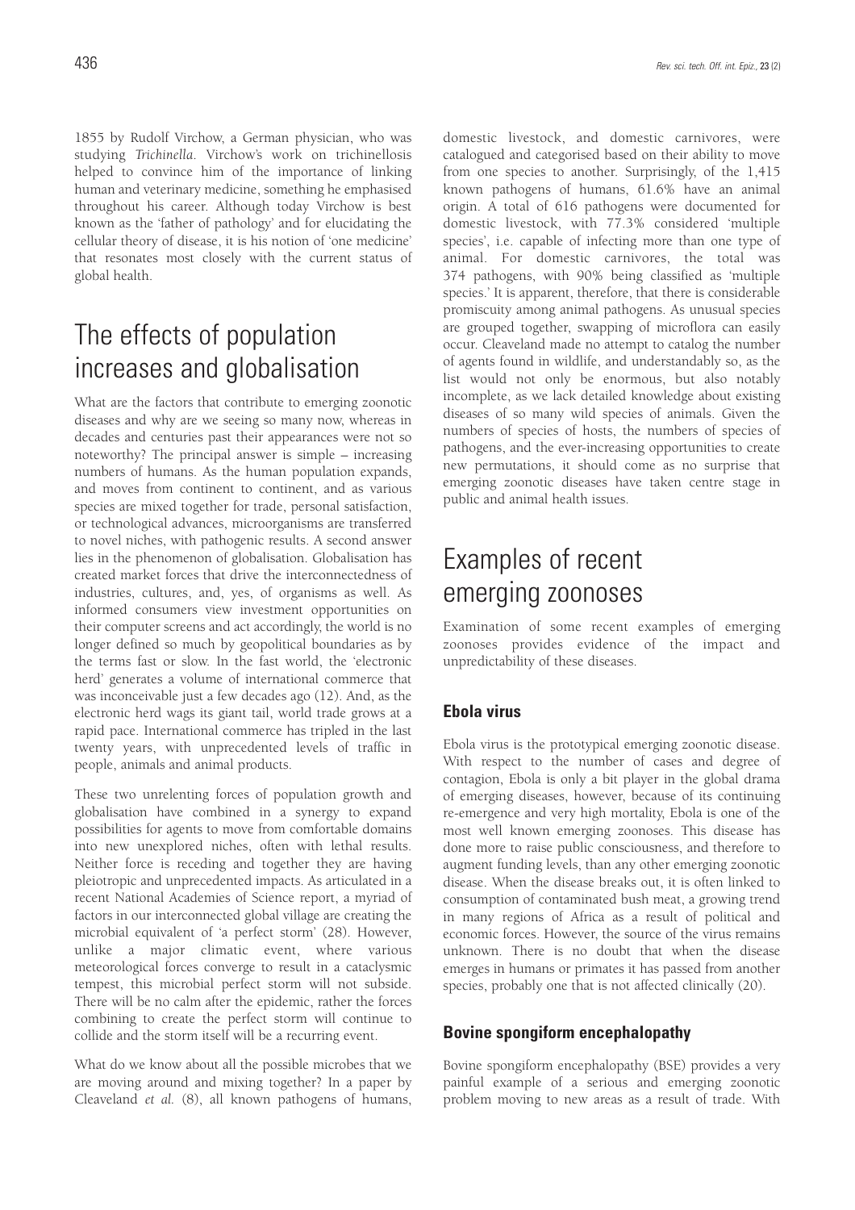1855 by Rudolf Virchow, a German physician, who was studying *Trichinella*. Virchow's work on trichinellosis helped to convince him of the importance of linking human and veterinary medicine, something he emphasised throughout his career. Although today Virchow is best known as the 'father of pathology' and for elucidating the cellular theory of disease, it is his notion of 'one medicine' that resonates most closely with the current status of global health.

# The effects of population increases and globalisation

What are the factors that contribute to emerging zoonotic diseases and why are we seeing so many now, whereas in decades and centuries past their appearances were not so noteworthy? The principal answer is simple – increasing numbers of humans. As the human population expands, and moves from continent to continent, and as various species are mixed together for trade, personal satisfaction, or technological advances, microorganisms are transferred to novel niches, with pathogenic results. A second answer lies in the phenomenon of globalisation. Globalisation has created market forces that drive the interconnectedness of industries, cultures, and, yes, of organisms as well. As informed consumers view investment opportunities on their computer screens and act accordingly, the world is no longer defined so much by geopolitical boundaries as by the terms fast or slow. In the fast world, the 'electronic herd' generates a volume of international commerce that was inconceivable just a few decades ago (12). And, as the electronic herd wags its giant tail, world trade grows at a rapid pace. International commerce has tripled in the last twenty years, with unprecedented levels of traffic in people, animals and animal products.

These two unrelenting forces of population growth and globalisation have combined in a synergy to expand possibilities for agents to move from comfortable domains into new unexplored niches, often with lethal results. Neither force is receding and together they are having pleiotropic and unprecedented impacts. As articulated in a recent National Academies of Science report, a myriad of factors in our interconnected global village are creating the microbial equivalent of 'a perfect storm' (28). However, unlike a major climatic event, where various meteorological forces converge to result in a cataclysmic tempest, this microbial perfect storm will not subside. There will be no calm after the epidemic, rather the forces combining to create the perfect storm will continue to collide and the storm itself will be a recurring event.

What do we know about all the possible microbes that we are moving around and mixing together? In a paper by Cleaveland *et al.* (8), all known pathogens of humans, domestic livestock, and domestic carnivores, were catalogued and categorised based on their ability to move from one species to another. Surprisingly, of the 1,415 known pathogens of humans, 61.6% have an animal origin. A total of 616 pathogens were documented for domestic livestock, with 77.3% considered 'multiple species', i.e. capable of infecting more than one type of animal. For domestic carnivores, the total was 374 pathogens, with 90% being classified as 'multiple species.' It is apparent, therefore, that there is considerable promiscuity among animal pathogens. As unusual species are grouped together, swapping of microflora can easily occur. Cleaveland made no attempt to catalog the number of agents found in wildlife, and understandably so, as the list would not only be enormous, but also notably incomplete, as we lack detailed knowledge about existing diseases of so many wild species of animals. Given the numbers of species of hosts, the numbers of species of pathogens, and the ever-increasing opportunities to create new permutations, it should come as no surprise that emerging zoonotic diseases have taken centre stage in public and animal health issues.

# Examples of recent emerging zoonoses

Examination of some recent examples of emerging zoonoses provides evidence of the impact and unpredictability of these diseases.

## Ebola virus

Ebola virus is the prototypical emerging zoonotic disease. With respect to the number of cases and degree of contagion, Ebola is only a bit player in the global drama of emerging diseases, however, because of its continuing re-emergence and very high mortality, Ebola is one of the most well known emerging zoonoses. This disease has done more to raise public consciousness, and therefore to augment funding levels, than any other emerging zoonotic disease. When the disease breaks out, it is often linked to consumption of contaminated bush meat, a growing trend in many regions of Africa as a result of political and economic forces. However, the source of the virus remains unknown. There is no doubt that when the disease emerges in humans or primates it has passed from another species, probably one that is not affected clinically (20).

## Bovine spongiform encephalopathy

Bovine spongiform encephalopathy (BSE) provides a very painful example of a serious and emerging zoonotic problem moving to new areas as a result of trade. With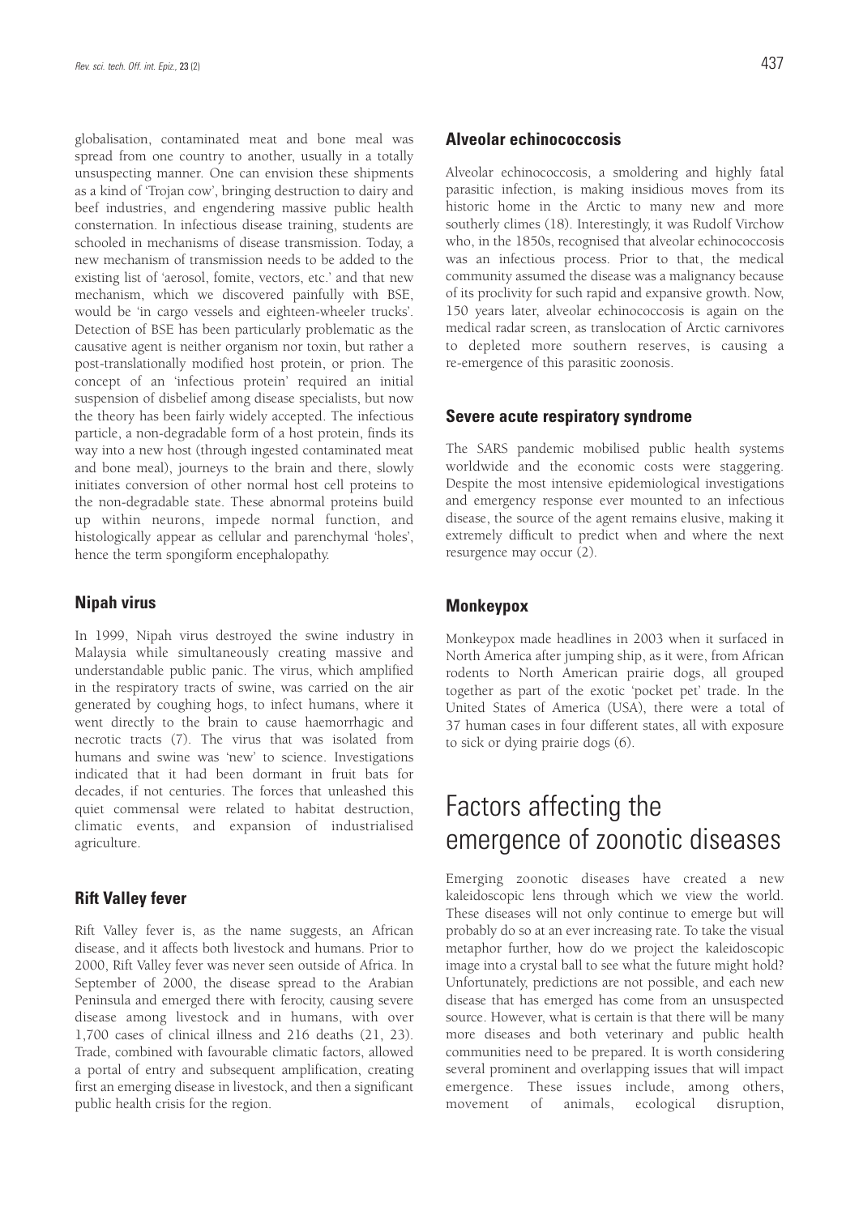globalisation, contaminated meat and bone meal was spread from one country to another, usually in a totally unsuspecting manner. One can envision these shipments as a kind of 'Trojan cow', bringing destruction to dairy and beef industries, and engendering massive public health consternation. In infectious disease training, students are schooled in mechanisms of disease transmission. Today, a new mechanism of transmission needs to be added to the existing list of 'aerosol, fomite, vectors, etc.' and that new mechanism, which we discovered painfully with BSE, would be 'in cargo vessels and eighteen-wheeler trucks'. Detection of BSE has been particularly problematic as the causative agent is neither organism nor toxin, but rather a post-translationally modified host protein, or prion. The concept of an 'infectious protein' required an initial suspension of disbelief among disease specialists, but now the theory has been fairly widely accepted. The infectious particle, a non-degradable form of a host protein, finds its way into a new host (through ingested contaminated meat and bone meal), journeys to the brain and there, slowly initiates conversion of other normal host cell proteins to the non-degradable state. These abnormal proteins build up within neurons, impede normal function, and histologically appear as cellular and parenchymal 'holes', hence the term spongiform encephalopathy.

### Nipah virus

In 1999, Nipah virus destroyed the swine industry in Malaysia while simultaneously creating massive and understandable public panic. The virus, which amplified in the respiratory tracts of swine, was carried on the air generated by coughing hogs, to infect humans, where it went directly to the brain to cause haemorrhagic and necrotic tracts (7). The virus that was isolated from humans and swine was 'new' to science. Investigations indicated that it had been dormant in fruit bats for decades, if not centuries. The forces that unleashed this quiet commensal were related to habitat destruction, climatic events, and expansion of industrialised agriculture.

### Rift Valley fever

Rift Valley fever is, as the name suggests, an African disease, and it affects both livestock and humans. Prior to 2000, Rift Valley fever was never seen outside of Africa. In September of 2000, the disease spread to the Arabian Peninsula and emerged there with ferocity, causing severe disease among livestock and in humans, with over 1,700 cases of clinical illness and 216 deaths (21, 23). Trade, combined with favourable climatic factors, allowed a portal of entry and subsequent amplification, creating first an emerging disease in livestock, and then a significant public health crisis for the region.

### Alveolar echinococcosis

Alveolar echinococcosis, a smoldering and highly fatal parasitic infection, is making insidious moves from its historic home in the Arctic to many new and more southerly climes (18). Interestingly, it was Rudolf Virchow who, in the 1850s, recognised that alveolar echinococcosis was an infectious process. Prior to that, the medical community assumed the disease was a malignancy because of its proclivity for such rapid and expansive growth. Now, 150 years later, alveolar echinococcosis is again on the medical radar screen, as translocation of Arctic carnivores to depleted more southern reserves, is causing a re-emergence of this parasitic zoonosis.

### Severe acute respiratory syndrome

The SARS pandemic mobilised public health systems worldwide and the economic costs were staggering. Despite the most intensive epidemiological investigations and emergency response ever mounted to an infectious disease, the source of the agent remains elusive, making it extremely difficult to predict when and where the next resurgence may occur (2).

### Monkeypox

Monkeypox made headlines in 2003 when it surfaced in North America after jumping ship, as it were, from African rodents to North American prairie dogs, all grouped together as part of the exotic 'pocket pet' trade. In the United States of America (USA), there were a total of 37 human cases in four different states, all with exposure to sick or dying prairie dogs (6).

## Factors affecting the emergence of zoonotic diseases

Emerging zoonotic diseases have created a new kaleidoscopic lens through which we view the world. These diseases will not only continue to emerge but will probably do so at an ever increasing rate. To take the visual metaphor further, how do we project the kaleidoscopic image into a crystal ball to see what the future might hold? Unfortunately, predictions are not possible, and each new disease that has emerged has come from an unsuspected source. However, what is certain is that there will be many more diseases and both veterinary and public health communities need to be prepared. It is worth considering several prominent and overlapping issues that will impact emergence. These issues include, among others, movement of animals, ecological disruption,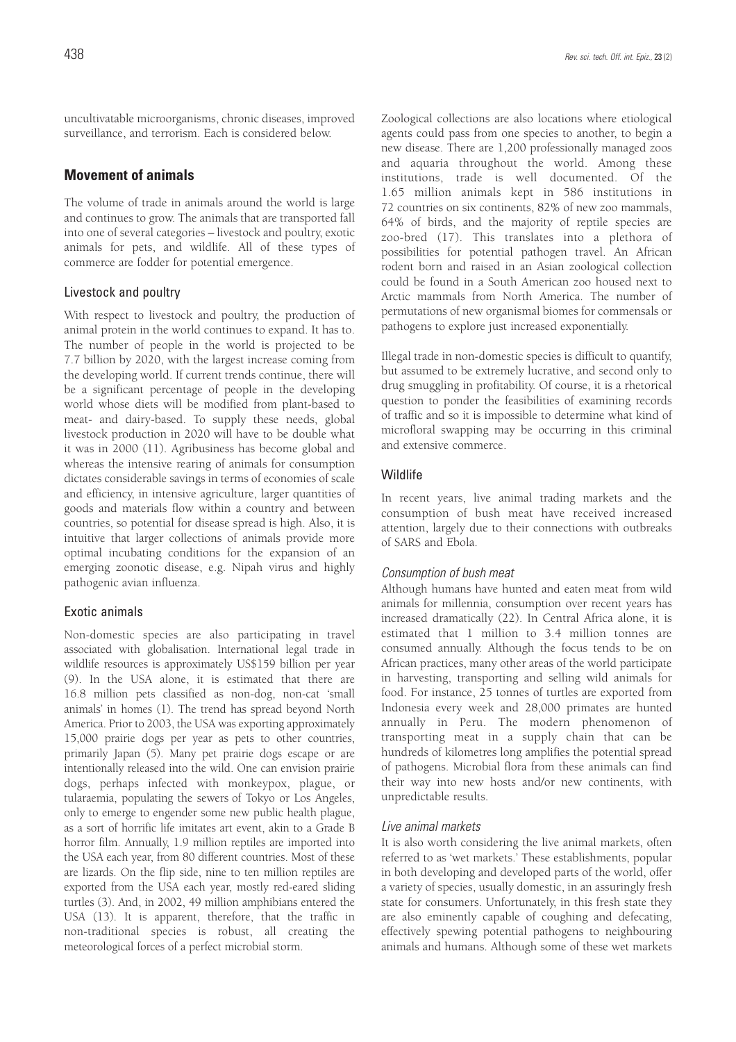uncultivatable microorganisms, chronic diseases, improved surveillance, and terrorism. Each is considered below.

## Movement of animals

The volume of trade in animals around the world is large and continues to grow. The animals that are transported fall into one of several categories – livestock and poultry, exotic animals for pets, and wildlife. All of these types of commerce are fodder for potential emergence.

### Livestock and poultry

With respect to livestock and poultry, the production of animal protein in the world continues to expand. It has to. The number of people in the world is projected to be 7.7 billion by 2020, with the largest increase coming from the developing world. If current trends continue, there will be a significant percentage of people in the developing world whose diets will be modified from plant-based to meat- and dairy-based. To supply these needs, global livestock production in 2020 will have to be double what it was in 2000 (11). Agribusiness has become global and whereas the intensive rearing of animals for consumption dictates considerable savings in terms of economies of scale and efficiency, in intensive agriculture, larger quantities of goods and materials flow within a country and between countries, so potential for disease spread is high. Also, it is intuitive that larger collections of animals provide more optimal incubating conditions for the expansion of an emerging zoonotic disease, e.g. Nipah virus and highly pathogenic avian influenza.

### Exotic animals

Non-domestic species are also participating in travel associated with globalisation. International legal trade in wildlife resources is approximately US$159 billion per year (9). In the USA alone, it is estimated that there are 16.8 million pets classified as non-dog, non-cat 'small animals' in homes (1). The trend has spread beyond North America. Prior to 2003, the USA was exporting approximately 15,000 prairie dogs per year as pets to other countries, primarily Japan (5). Many pet prairie dogs escape or are intentionally released into the wild. One can envision prairie dogs, perhaps infected with monkeypox, plague, or tularaemia, populating the sewers of Tokyo or Los Angeles, only to emerge to engender some new public health plague, as a sort of horrific life imitates art event, akin to a Grade B horror film. Annually, 1.9 million reptiles are imported into the USA each year, from 80 different countries. Most of these are lizards. On the flip side, nine to ten million reptiles are exported from the USA each year, mostly red-eared sliding turtles (3). And, in 2002, 49 million amphibians entered the USA (13). It is apparent, therefore, that the traffic in non-traditional species is robust, all creating the meteorological forces of a perfect microbial storm.

Zoological collections are also locations where etiological agents could pass from one species to another, to begin a new disease. There are 1,200 professionally managed zoos and aquaria throughout the world. Among these institutions, trade is well documented. Of the 1.65 million animals kept in 586 institutions in 72 countries on six continents, 82% of new zoo mammals, 64% of birds, and the majority of reptile species are zoo-bred (17). This translates into a plethora of possibilities for potential pathogen travel. An African rodent born and raised in an Asian zoological collection could be found in a South American zoo housed next to Arctic mammals from North America. The number of permutations of new organismal biomes for commensals or pathogens to explore just increased exponentially.

Illegal trade in non-domestic species is difficult to quantify, but assumed to be extremely lucrative, and second only to drug smuggling in profitability. Of course, it is a rhetorical question to ponder the feasibilities of examining records of traffic and so it is impossible to determine what kind of microfloral swapping may be occurring in this criminal and extensive commerce.

### Wildlife

In recent years, live animal trading markets and the consumption of bush meat have received increased attention, largely due to their connections with outbreaks of SARS and Ebola.

#### *Consumption of bush meat*

Although humans have hunted and eaten meat from wild animals for millennia, consumption over recent years has increased dramatically (22). In Central Africa alone, it is estimated that 1 million to 3.4 million tonnes are consumed annually. Although the focus tends to be on African practices, many other areas of the world participate in harvesting, transporting and selling wild animals for food. For instance, 25 tonnes of turtles are exported from Indonesia every week and 28,000 primates are hunted annually in Peru. The modern phenomenon of transporting meat in a supply chain that can be hundreds of kilometres long amplifies the potential spread of pathogens. Microbial flora from these animals can find their way into new hosts and/or new continents, with unpredictable results.

#### *Live animal markets*

It is also worth considering the live animal markets, often referred to as 'wet markets.' These establishments, popular in both developing and developed parts of the world, offer a variety of species, usually domestic, in an assuringly fresh state for consumers. Unfortunately, in this fresh state they are also eminently capable of coughing and defecating, effectively spewing potential pathogens to neighbouring animals and humans. Although some of these wet markets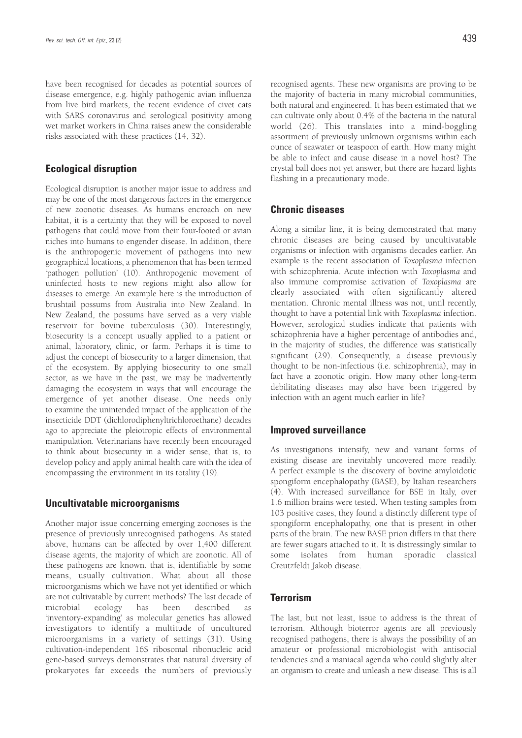have been recognised for decades as potential sources of disease emergence, e.g. highly pathogenic avian influenza from live bird markets, the recent evidence of civet cats with SARS coronavirus and serological positivity among wet market workers in China raises anew the considerable risks associated with these practices (14, 32).

## Ecological disruption

Ecological disruption is another major issue to address and may be one of the most dangerous factors in the emergence of new zoonotic diseases. As humans encroach on new habitat, it is a certainty that they will be exposed to novel pathogens that could move from their four-footed or avian niches into humans to engender disease. In addition, there is the anthropogenic movement of pathogens into new geographical locations, a phenomenon that has been termed 'pathogen pollution' (10). Anthropogenic movement of uninfected hosts to new regions might also allow for diseases to emerge. An example here is the introduction of brushtail possums from Australia into New Zealand. In New Zealand, the possums have served as a very viable reservoir for bovine tuberculosis (30). Interestingly, biosecurity is a concept usually applied to a patient or animal, laboratory, clinic, or farm. Perhaps it is time to adjust the concept of biosecurity to a larger dimension, that of the ecosystem. By applying biosecurity to one small sector, as we have in the past, we may be inadvertently damaging the ecosystem in ways that will encourage the emergence of yet another disease. One needs only to examine the unintended impact of the application of the insecticide DDT (dichlorodiphenyltrichloroethane) decades ago to appreciate the pleiotropic effects of environmental manipulation. Veterinarians have recently been encouraged to think about biosecurity in a wider sense, that is, to develop policy and apply animal health care with the idea of encompassing the environment in its totality (19).

## Uncultivatable microorganisms

Another major issue concerning emerging zoonoses is the presence of previously unrecognised pathogens. As stated above, humans can be affected by over 1,400 different disease agents, the majority of which are zoonotic. All of these pathogens are known, that is, identifiable by some means, usually cultivation. What about all those microorganisms which we have not yet identified or which are not cultivatable by current methods? The last decade of microbial ecology has been described as 'inventory-expanding' as molecular genetics has allowed investigators to identify a multitude of uncultured microorganisms in a variety of settings (31). Using cultivation-independent 16S ribosomal ribonucleic acid gene-based surveys demonstrates that natural diversity of prokaryotes far exceeds the numbers of previously recognised agents. These new organisms are proving to be the majority of bacteria in many microbial communities, both natural and engineered. It has been estimated that we can cultivate only about 0.4% of the bacteria in the natural world (26). This translates into a mind-boggling assortment of previously unknown organisms within each ounce of seawater or teaspoon of earth. How many might be able to infect and cause disease in a novel host? The crystal ball does not yet answer, but there are hazard lights flashing in a precautionary mode.

## Chronic diseases

Along a similar line, it is being demonstrated that many chronic diseases are being caused by uncultivatable organisms or infection with organisms decades earlier. An example is the recent association of *Toxoplasma* infection with schizophrenia. Acute infection with *Toxoplasma* and also immune compromise activation of *Toxoplasma* are clearly associated with often significantly altered mentation. Chronic mental illness was not, until recently, thought to have a potential link with *Toxoplasma* infection. However, serological studies indicate that patients with schizophrenia have a higher percentage of antibodies and, in the majority of studies, the difference was statistically significant (29). Consequently, a disease previously thought to be non-infectious (i.e. schizophrenia), may in fact have a zoonotic origin. How many other long-term debilitating diseases may also have been triggered by infection with an agent much earlier in life?

## Improved surveillance

As investigations intensify, new and variant forms of existing disease are inevitably uncovered more readily. A perfect example is the discovery of bovine amyloidotic spongiform encephalopathy (BASE), by Italian researchers (4). With increased surveillance for BSE in Italy, over 1.6 million brains were tested. When testing samples from 103 positive cases, they found a distinctly different type of spongiform encephalopathy, one that is present in other parts of the brain. The new BASE prion differs in that there are fewer sugars attached to it. It is distressingly similar to some isolates from human sporadic classical Creutzfeldt Jakob disease.

## Terrorism

The last, but not least, issue to address is the threat of terrorism. Although bioterror agents are all previously recognised pathogens, there is always the possibility of an amateur or professional microbiologist with antisocial tendencies and a maniacal agenda who could slightly alter an organism to create and unleash a new disease. This is all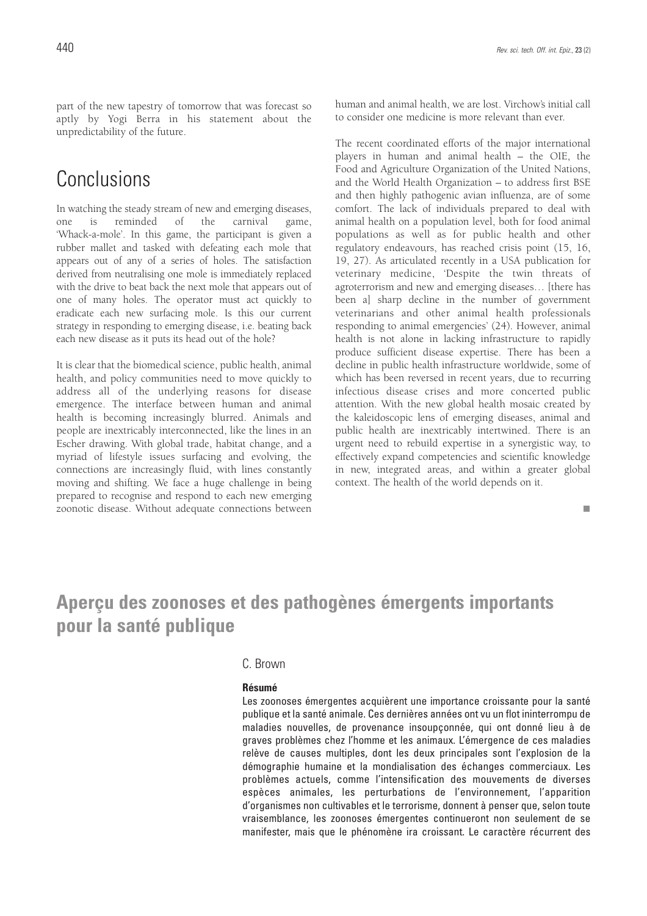part of the new tapestry of tomorrow that was forecast so aptly by Yogi Berra in his statement about the unpredictability of the future.

## Conclusions

In watching the steady stream of new and emerging diseases, one is reminded of the carnival game, 'Whack-a-mole'. In this game, the participant is given a rubber mallet and tasked with defeating each mole that appears out of any of a series of holes. The satisfaction derived from neutralising one mole is immediately replaced with the drive to beat back the next mole that appears out of one of many holes. The operator must act quickly to eradicate each new surfacing mole. Is this our current strategy in responding to emerging disease, i.e. beating back each new disease as it puts its head out of the hole?

It is clear that the biomedical science, public health, animal health, and policy communities need to move quickly to address all of the underlying reasons for disease emergence. The interface between human and animal health is becoming increasingly blurred. Animals and people are inextricably interconnected, like the lines in an Escher drawing. With global trade, habitat change, and a myriad of lifestyle issues surfacing and evolving, the connections are increasingly fluid, with lines constantly moving and shifting. We face a huge challenge in being prepared to recognise and respond to each new emerging zoonotic disease. Without adequate connections between human and animal health, we are lost. Virchow's initial call to consider one medicine is more relevant than ever.

The recent coordinated efforts of the major international players in human and animal health – the OIE, the Food and Agriculture Organization of the United Nations, and the World Health Organization – to address first BSE and then highly pathogenic avian influenza, are of some comfort. The lack of individuals prepared to deal with animal health on a population level, both for food animal populations as well as for public health and other regulatory endeavours, has reached crisis point (15, 16, 19, 27). As articulated recently in a USA publication for veterinary medicine, 'Despite the twin threats of agroterrorism and new and emerging diseases… [there has been a] sharp decline in the number of government veterinarians and other animal health professionals responding to animal emergencies' (24). However, animal health is not alone in lacking infrastructure to rapidly produce sufficient disease expertise. There has been a decline in public health infrastructure worldwide, some of which has been reversed in recent years, due to recurring infectious disease crises and more concerted public attention. With the new global health mosaic created by the kaleidoscopic lens of emerging diseases, animal and public health are inextricably intertwined. There is an urgent need to rebuild expertise in a synergistic way, to effectively expand competencies and scientific knowledge in new, integrated areas, and within a greater global context. The health of the world depends on it.

■

# Aperçu des zoonoses et des pathogènes émergents importants pour la santé publique

C. Brown

**Résumé**

Les zoonoses émergentes acquièrent une importance croissante pour la santé publique et la santé animale. Ces dernières années ont vu un flot ininterrompu de maladies nouvelles, de provenance insoupçonnée, qui ont donné lieu à de graves problèmes chez l'homme et les animaux. L'émergence de ces maladies relève de causes multiples, dont les deux principales sont l'explosion de la démographie humaine et la mondialisation des échanges commerciaux. Les problèmes actuels, comme l'intensification des mouvements de diverses espèces animales, les perturbations de l'environnement, l'apparition d'organismes non cultivables et le terrorisme, donnent à penser que, selon toute vraisemblance, les zoonoses émergentes continueront non seulement de se manifester, mais que le phénomène ira croissant. Le caractère récurrent des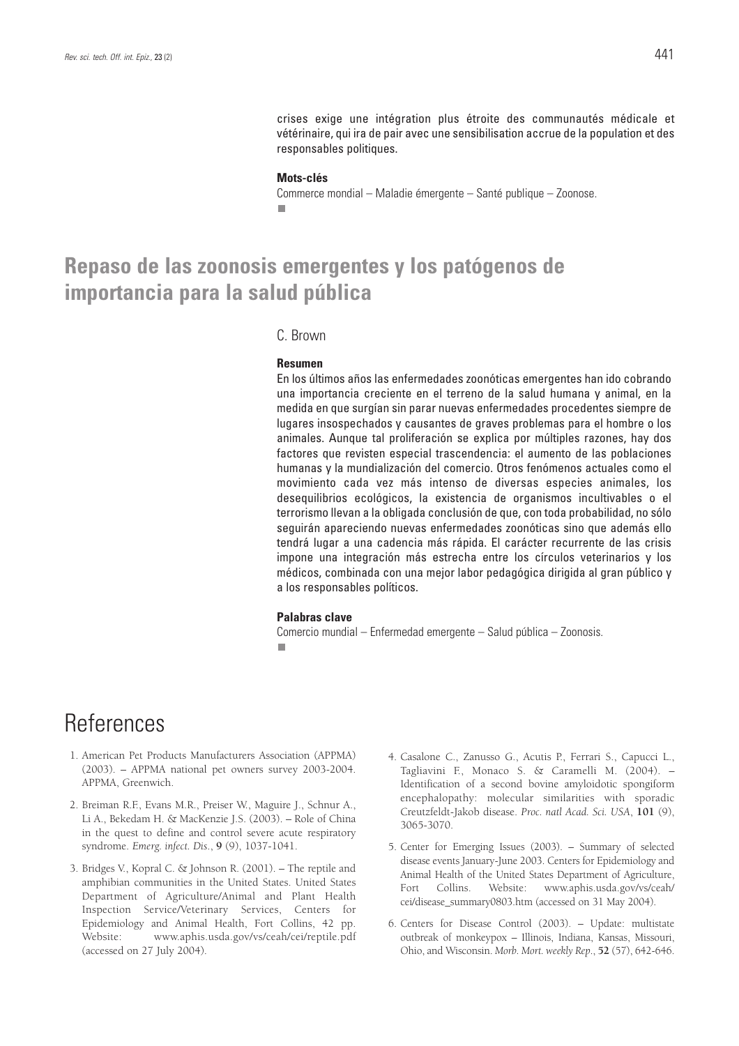crises exige une intégration plus étroite des communautés médicale et vétérinaire, qui ira de pair avec une sensibilisation accrue de la population et des responsables politiques.

**Mots-clés**

Commerce mondial – Maladie émergente – Santé publique – Zoonose.

## Repaso de las zoonosis emergentes y los patógenos de importancia para la salud pública

C. Brown

**Resumen**

En los últimos años las enfermedades zoonóticas emergentes han ido cobrando una importancia creciente en el terreno de la salud humana y animal, en la medida en que surgían sin parar nuevas enfermedades procedentes siempre de lugares insospechados y causantes de graves problemas para el hombre o los animales. Aunque tal proliferación se explica por múltiples razones, hay dos factores que revisten especial trascendencia: el aumento de las poblaciones humanas y la mundialización del comercio. Otros fenómenos actuales como el movimiento cada vez más intenso de diversas especies animales, los desequilibrios ecológicos, la existencia de organismos incultivables o el terrorismo llevan a la obligada conclusión de que, con toda probabilidad, no sólo seguirán apareciendo nuevas enfermedades zoonóticas sino que además ello tendrá lugar a una cadencia más rápida. El carácter recurrente de las crisis impone una integración más estrecha entre los círculos veterinarios y los médicos, combinada con una mejor labor pedagógica dirigida al gran público y a los responsables políticos.

**Palabras clave**

Comercio mundial – Enfermedad emergente – Salud pública – Zoonosis.

# References

1. American Pet Products Manufacturers Association (APPMA) (2003). – APPMA national pet owners survey 2003-2004. APPMA, Greenwich.

2. Breiman R.F., Evans M.R., Preiser W., Maguire J., Schnur A., Li A., Bekedam H. & MacKenzie J.S. (2003). – Role of China in the quest to define and control severe acute respiratory syndrome. *Emerg. infect. Dis.*, **9** (9), 1037-1041.

3. Bridges V., Kopral C. & Johnson R. (2001). – The reptile and amphibian communities in the United States. United States Department of Agriculture/Animal and Plant Health Inspection Service/Veterinary Services, Centers for Epidemiology and Animal Health, Fort Collins, 42 pp. Website: www.aphis.usda.gov/vs/ceah/cei/reptile.pdf (accessed on 27 July 2004).

4. Casalone C., Zanusso G., Acutis P., Ferrari S., Capucci L., Tagliavini F., Monaco S. & Caramelli M. (2004). – Identification of a second bovine amyloidotic spongiform encephalopathy: molecular similarities with sporadic Creutzfeldt-Jakob disease. *Proc. natl Acad. Sci. USA*, **101** (9), 3065-3070.

5. Center for Emerging Issues (2003). – Summary of selected disease events January-June 2003. Centers for Epidemiology and Animal Health of the United States Department of Agriculture, Fort Collins. Website: www.aphis.usda.gov/vs/ceah/cei/disease_summary0803.htm (accessed on 31 May 2004).

6. Centers for Disease Control (2003). – Update: multistate outbreak of monkeypox – Illinois, Indiana, Kansas, Missouri, Ohio, and Wisconsin. *Morb. Mort. weekly Rep.*, **52** (57), 642-646.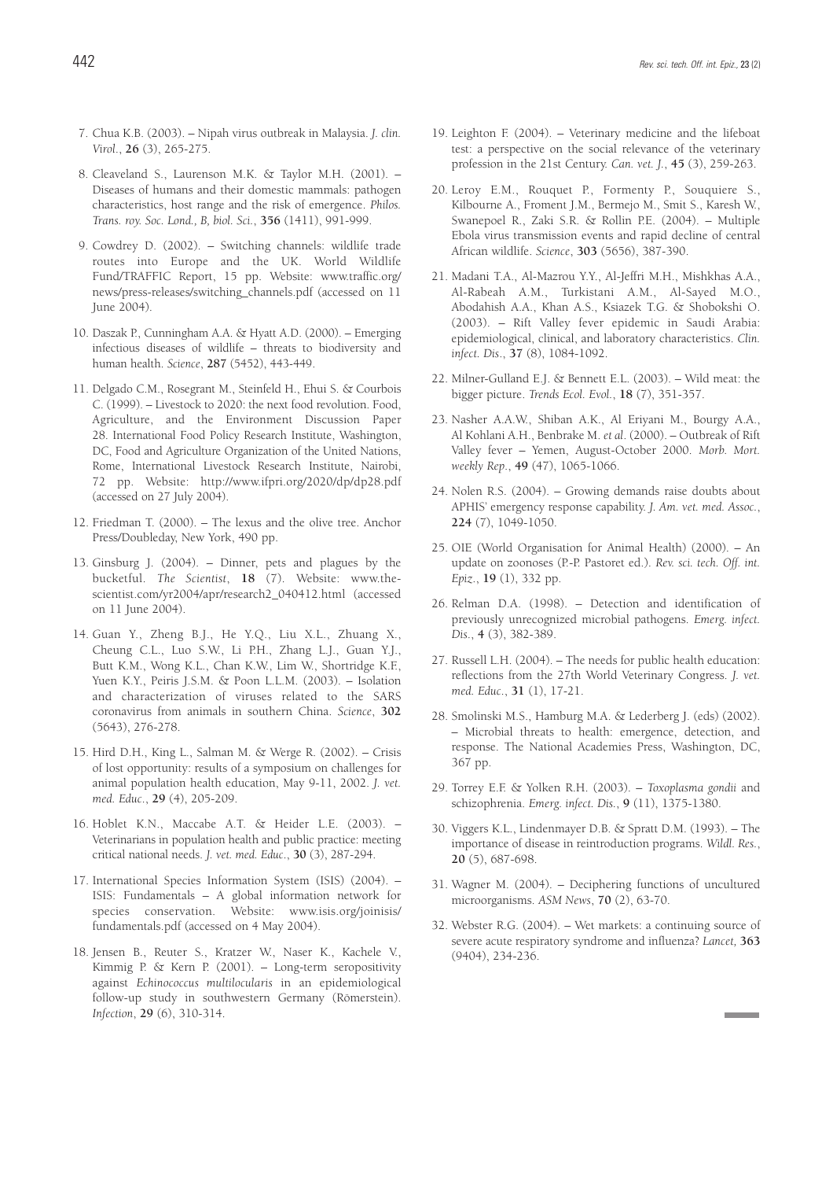7. Chua K.B. (2003). – Nipah virus outbreak in Malaysia. *J. clin. Virol.*, **26** (3), 265-275.

8. Cleaveland S., Laurenson M.K. & Taylor M.H. (2001). – Diseases of humans and their domestic mammals: pathogen characteristics, host range and the risk of emergence. *Philos. Trans. roy. Soc. Lond., B, biol. Sci.*, **356** (1411), 991-999.

9. Cowdrey D. (2002). – Switching channels: wildlife trade routes into Europe and the UK. World Wildlife Fund/TRAFFIC Report, 15 pp. Website: www.traffic.org/news/press-releases/switching_channels.pdf (accessed on 11 June 2004).

10. Daszak P., Cunningham A.A. & Hyatt A.D. (2000). – Emerging infectious diseases of wildlife – threats to biodiversity and human health. *Science*, **287** (5452), 443-449.

11. Delgado C.M., Rosegrant M., Steinfeld H., Ehui S. & Courbois C. (1999). – Livestock to 2020: the next food revolution. Food, Agriculture, and the Environment Discussion Paper 28. International Food Policy Research Institute, Washington, DC, Food and Agriculture Organization of the United Nations, Rome, International Livestock Research Institute, Nairobi, 72 pp. Website: http://www.ifpri.org/2020/dp/dp28.pdf (accessed on 27 July 2004).

12. Friedman T. (2000). – The lexus and the olive tree. Anchor Press/Doubleday, New York, 490 pp.

13. Ginsburg J. (2004). – Dinner, pets and plagues by the bucketful. *The Scientist*, **18** (7). Website: www.the-scientist.com/yr2004/apr/research2_040412.html (accessed on 11 June 2004).

14. Guan Y., Zheng B.J., He Y.Q., Liu X.L., Zhuang X., Cheung C.L., Luo S.W., Li P.H., Zhang L.J., Guan Y.J., Butt K.M., Wong K.L., Chan K.W., Lim W., Shortridge K.F., Yuen K.Y., Peiris J.S.M. & Poon L.L.M. (2003). – Isolation and characterization of viruses related to the SARS coronavirus from animals in southern China. *Science*, **302** (5643), 276-278.

15. Hird D.H., King L., Salman M. & Werge R. (2002). – Crisis of lost opportunity: results of a symposium on challenges for animal population health education, May 9-11, 2002. *J. vet. med. Educ.*, **29** (4), 205-209.

16. Hoblet K.N., Maccabe A.T. & Heider L.E. (2003). – Veterinarians in population health and public practice: meeting critical national needs. *J. vet. med. Educ.*, **30** (3), 287-294.

17. International Species Information System (ISIS) (2004). – ISIS: Fundamentals – A global information network for species conservation. Website: www.isis.org/joinisis/fundamentals.pdf (accessed on 4 May 2004).

18. Jensen B., Reuter S., Kratzer W., Naser K., Kachele V., Kimmig P. & Kern P. (2001). – Long-term seropositivity against *Echinococcus multilocularis* in an epidemiological follow-up study in southwestern Germany (Römerstein). *Infection*, **29** (6), 310-314.

19. Leighton F. (2004). – Veterinary medicine and the lifeboat test: a perspective on the social relevance of the veterinary profession in the 21st Century. *Can. vet. J.*, **45** (3), 259-263.

20. Leroy E.M., Rouquet P., Formenty P., Souquiere S., Kilbourne A., Froment J.M., Bermejo M., Smit S., Karesh W., Swanepoel R., Zaki S.R. & Rollin P.E. (2004). – Multiple Ebola virus transmission events and rapid decline of central African wildlife. *Science*, **303** (5656), 387-390.

21. Madani T.A., Al-Mazrou Y.Y., Al-Jeffri M.H., Mishkhas A.A., Al-Rabeah A.M., Turkistani A.M., Al-Sayed M.O., Abodahish A.A., Khan A.S., Ksiazek T.G. & Shobokshi O. (2003). – Rift Valley fever epidemic in Saudi Arabia: epidemiological, clinical, and laboratory characteristics. *Clin. infect. Dis.*, **37** (8), 1084-1092.

22. Milner-Gulland E.J. & Bennett E.L. (2003). – Wild meat: the bigger picture. *Trends Ecol. Evol.*, **18** (7), 351-357.

23. Nasher A.A.W., Shiban A.K., Al Eriyani M., Bourgy A.A., Al Kohlani A.H., Benbrake M. *et al.* (2000). – Outbreak of Rift Valley fever – Yemen, August-October 2000. *Morb. Mort. weekly Rep.*, **49** (47), 1065-1066.

24. Nolen R.S. (2004). – Growing demands raise doubts about APHIS' emergency response capability. *J. Am. vet. med. Assoc.*, **224** (7), 1049-1050.

25. OIE (World Organisation for Animal Health) (2000). – An update on zoonoses (P.-P. Pastoret ed.). *Rev. sci. tech. Off. int. Epiz.*, **19** (1), 332 pp.

26. Relman D.A. (1998). – Detection and identification of previously unrecognized microbial pathogens. *Emerg. infect. Dis.*, **4** (3), 382-389.

27. Russell L.H. (2004). – The needs for public health education: reflections from the 27th World Veterinary Congress. *J. vet. med. Educ.*, **31** (1), 17-21.

28. Smolinski M.S., Hamburg M.A. & Lederberg J. (eds) (2002). – Microbial threats to health: emergence, detection, and response. The National Academies Press, Washington, DC, 367 pp.

29. Torrey E.F. & Yolken R.H. (2003). – *Toxoplasma gondii* and schizophrenia. *Emerg. infect. Dis.*, **9** (11), 1375-1380.

30. Viggers K.L., Lindenmayer D.B. & Spratt D.M. (1993). – The importance of disease in reintroduction programs. *Wildl. Res.*, **20** (5), 687-698.

31. Wagner M. (2004). – Deciphering functions of uncultured microorganisms. *ASM News*, **70** (2), 63-70.

32. Webster R.G. (2004). – Wet markets: a continuing source of severe acute respiratory syndrome and influenza? *Lancet*, **363** (9404), 234-236.